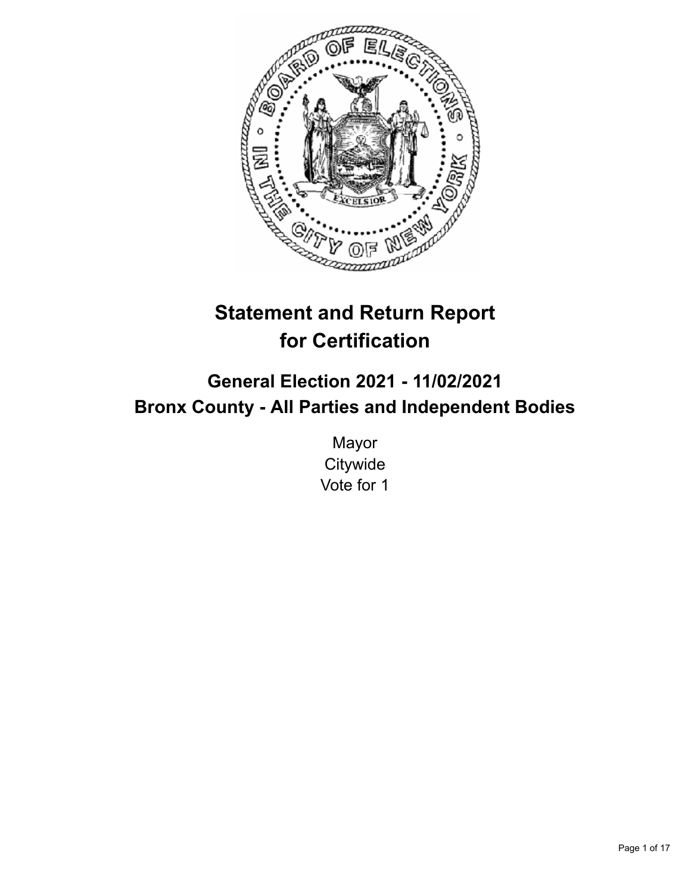# Statement and Return Report for Certification

## General Election 2021 - 11/02/2021
## Bronx County - All Parties and Independent Bodies

Mayor
Citywide
Vote for 1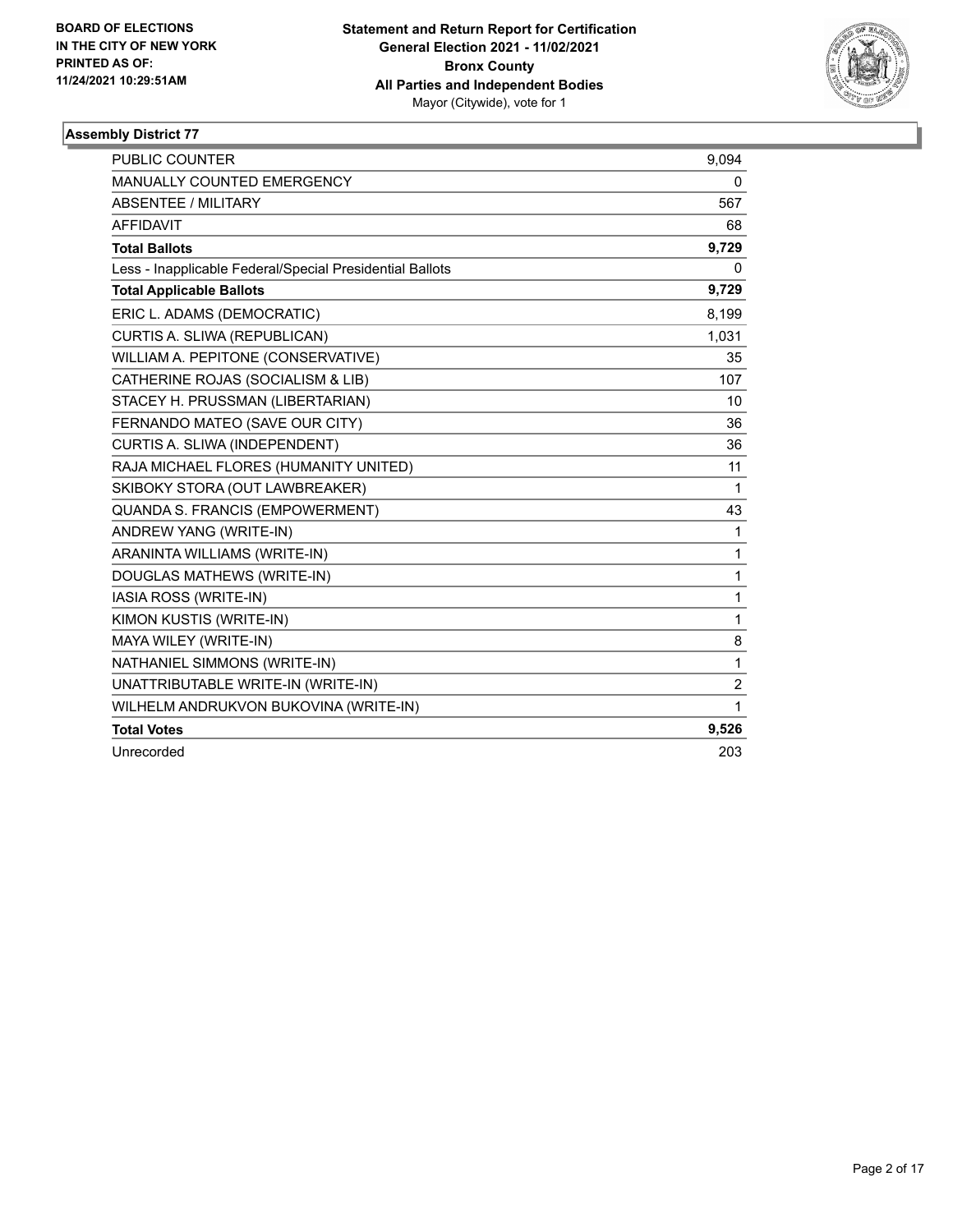**BOARD OF ELECTIONS IN THE CITY OF NEW YORK PRINTED AS OF: 11/24/2021 10:29:51AM**

**Statement and Return Report for Certification General Election 2021 - 11/02/2021 Bronx County All Parties and Independent Bodies**
Mayor (Citywide), vote for 1

## Assembly District 77

| | |
|---|---|
| PUBLIC COUNTER | 9,094 |
| MANUALLY COUNTED EMERGENCY | 0 |
| ABSENTEE / MILITARY | 567 |
| AFFIDAVIT | 68 |
| **Total Ballots** | **9,729** |
| Less - Inapplicable Federal/Special Presidential Ballots | 0 |
| **Total Applicable Ballots** | **9,729** |
| ERIC L. ADAMS (DEMOCRATIC) | 8,199 |
| CURTIS A. SLIWA (REPUBLICAN) | 1,031 |
| WILLIAM A. PEPITONE (CONSERVATIVE) | 35 |
| CATHERINE ROJAS (SOCIALISM & LIB) | 107 |
| STACEY H. PRUSSMAN (LIBERTARIAN) | 10 |
| FERNANDO MATEO (SAVE OUR CITY) | 36 |
| CURTIS A. SLIWA (INDEPENDENT) | 36 |
| RAJA MICHAEL FLORES (HUMANITY UNITED) | 11 |
| SKIBOKY STORA (OUT LAWBREAKER) | 1 |
| QUANDA S. FRANCIS (EMPOWERMENT) | 43 |
| ANDREW YANG (WRITE-IN) | 1 |
| ARANINTA WILLIAMS (WRITE-IN) | 1 |
| DOUGLAS MATHEWS (WRITE-IN) | 1 |
| IASIA ROSS (WRITE-IN) | 1 |
| KIMON KUSTIS (WRITE-IN) | 1 |
| MAYA WILEY (WRITE-IN) | 8 |
| NATHANIEL SIMMONS (WRITE-IN) | 1 |
| UNATTRIBUTABLE WRITE-IN (WRITE-IN) | 2 |
| WILHELM ANDRUKVON BUKOVINA (WRITE-IN) | 1 |
| **Total Votes** | **9,526** |
| Unrecorded | 203 |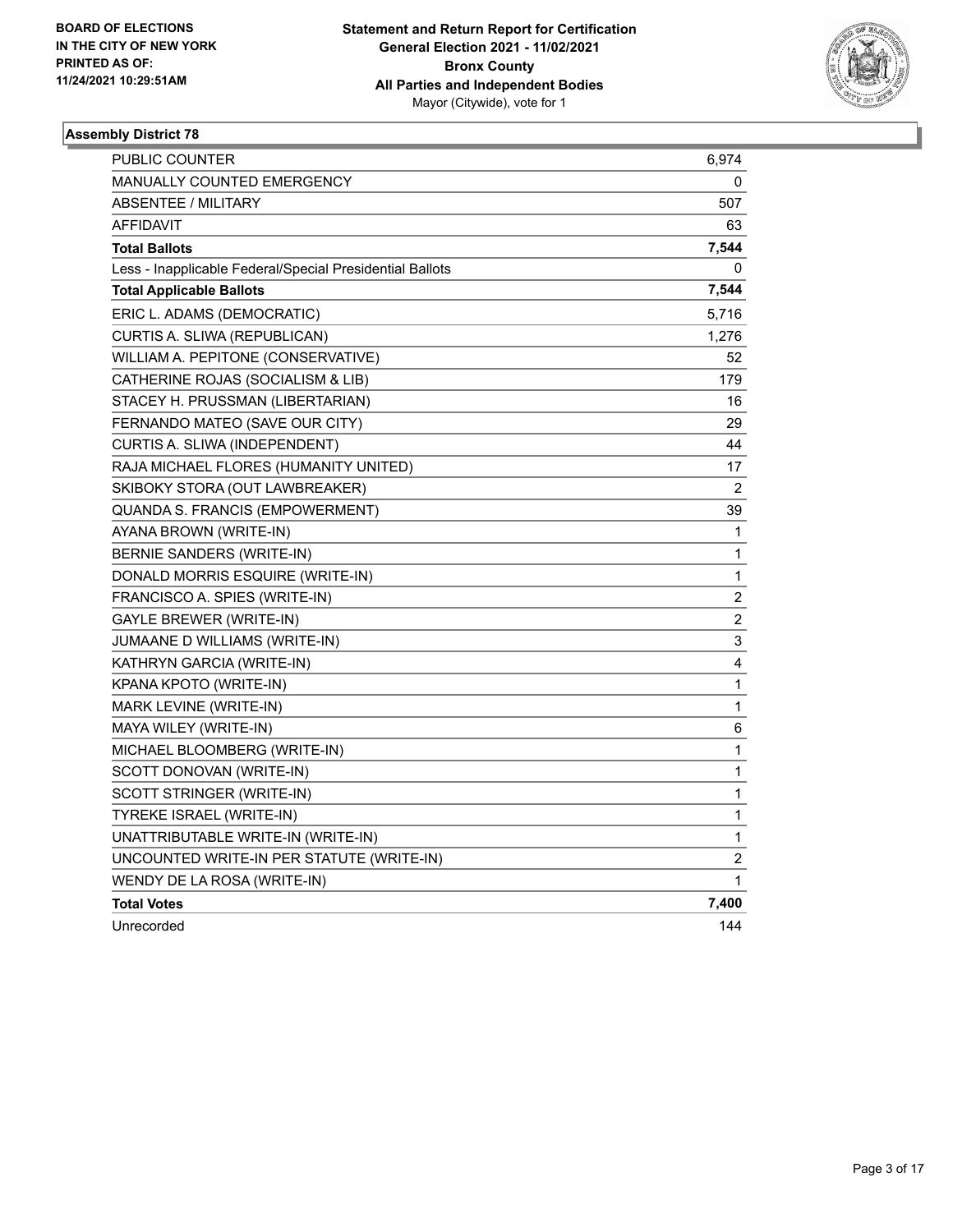BOARD OF ELECTIONS
IN THE CITY OF NEW YORK
PRINTED AS OF:
11/24/2021 10:29:51AM

**Statement and Return Report for Certification**
**General Election 2021 - 11/02/2021**
**Bronx County**
**All Parties and Independent Bodies**
Mayor (Citywide), vote for 1

### Assembly District 78

| | |
|---|---|
| PUBLIC COUNTER | 6,974 |
| MANUALLY COUNTED EMERGENCY | 0 |
| ABSENTEE / MILITARY | 507 |
| AFFIDAVIT | 63 |
| **Total Ballots** | **7,544** |
| Less - Inapplicable Federal/Special Presidential Ballots | 0 |
| **Total Applicable Ballots** | **7,544** |
| ERIC L. ADAMS (DEMOCRATIC) | 5,716 |
| CURTIS A. SLIWA (REPUBLICAN) | 1,276 |
| WILLIAM A. PEPITONE (CONSERVATIVE) | 52 |
| CATHERINE ROJAS (SOCIALISM & LIB) | 179 |
| STACEY H. PRUSSMAN (LIBERTARIAN) | 16 |
| FERNANDO MATEO (SAVE OUR CITY) | 29 |
| CURTIS A. SLIWA (INDEPENDENT) | 44 |
| RAJA MICHAEL FLORES (HUMANITY UNITED) | 17 |
| SKIBOKY STORA (OUT LAWBREAKER) | 2 |
| QUANDA S. FRANCIS (EMPOWERMENT) | 39 |
| AYANA BROWN (WRITE-IN) | 1 |
| BERNIE SANDERS (WRITE-IN) | 1 |
| DONALD MORRIS ESQUIRE (WRITE-IN) | 1 |
| FRANCISCO A. SPIES (WRITE-IN) | 2 |
| GAYLE BREWER (WRITE-IN) | 2 |
| JUMAANE D WILLIAMS (WRITE-IN) | 3 |
| KATHRYN GARCIA (WRITE-IN) | 4 |
| KPANA KPOTO (WRITE-IN) | 1 |
| MARK LEVINE (WRITE-IN) | 1 |
| MAYA WILEY (WRITE-IN) | 6 |
| MICHAEL BLOOMBERG (WRITE-IN) | 1 |
| SCOTT DONOVAN (WRITE-IN) | 1 |
| SCOTT STRINGER (WRITE-IN) | 1 |
| TYREKE ISRAEL (WRITE-IN) | 1 |
| UNATTRIBUTABLE WRITE-IN (WRITE-IN) | 1 |
| UNCOUNTED WRITE-IN PER STATUTE (WRITE-IN) | 2 |
| WENDY DE LA ROSA (WRITE-IN) | 1 |
| **Total Votes** | **7,400** |
| Unrecorded | 144 |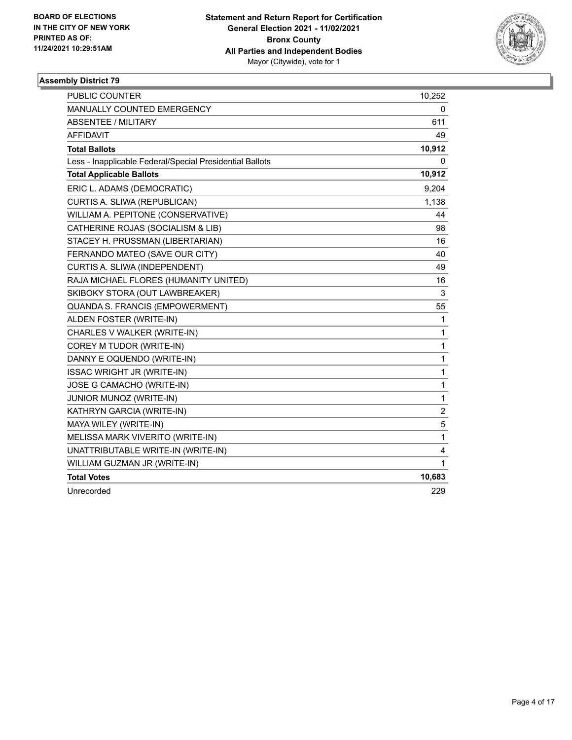BOARD OF ELECTIONS
IN THE CITY OF NEW YORK
PRINTED AS OF:
11/24/2021 10:29:51AM

**Statement and Return Report for Certification**
**General Election 2021 - 11/02/2021**
**Bronx County**
**All Parties and Independent Bodies**
Mayor (Citywide), vote for 1

### Assembly District 79

| | |
|---|---|
| PUBLIC COUNTER | 10,252 |
| MANUALLY COUNTED EMERGENCY | 0 |
| ABSENTEE / MILITARY | 611 |
| AFFIDAVIT | 49 |
| **Total Ballots** | **10,912** |
| Less - Inapplicable Federal/Special Presidential Ballots | 0 |
| **Total Applicable Ballots** | **10,912** |
| ERIC L. ADAMS (DEMOCRATIC) | 9,204 |
| CURTIS A. SLIWA (REPUBLICAN) | 1,138 |
| WILLIAM A. PEPITONE (CONSERVATIVE) | 44 |
| CATHERINE ROJAS (SOCIALISM & LIB) | 98 |
| STACEY H. PRUSSMAN (LIBERTARIAN) | 16 |
| FERNANDO MATEO (SAVE OUR CITY) | 40 |
| CURTIS A. SLIWA (INDEPENDENT) | 49 |
| RAJA MICHAEL FLORES (HUMANITY UNITED) | 16 |
| SKIBOKY STORA (OUT LAWBREAKER) | 3 |
| QUANDA S. FRANCIS (EMPOWERMENT) | 55 |
| ALDEN FOSTER (WRITE-IN) | 1 |
| CHARLES V WALKER (WRITE-IN) | 1 |
| COREY M TUDOR (WRITE-IN) | 1 |
| DANNY E OQUENDO (WRITE-IN) | 1 |
| ISSAC WRIGHT JR (WRITE-IN) | 1 |
| JOSE G CAMACHO (WRITE-IN) | 1 |
| JUNIOR MUNOZ (WRITE-IN) | 1 |
| KATHRYN GARCIA (WRITE-IN) | 2 |
| MAYA WILEY (WRITE-IN) | 5 |
| MELISSA MARK VIVERITO (WRITE-IN) | 1 |
| UNATTRIBUTABLE WRITE-IN (WRITE-IN) | 4 |
| WILLIAM GUZMAN JR (WRITE-IN) | 1 |
| **Total Votes** | **10,683** |
| Unrecorded | 229 |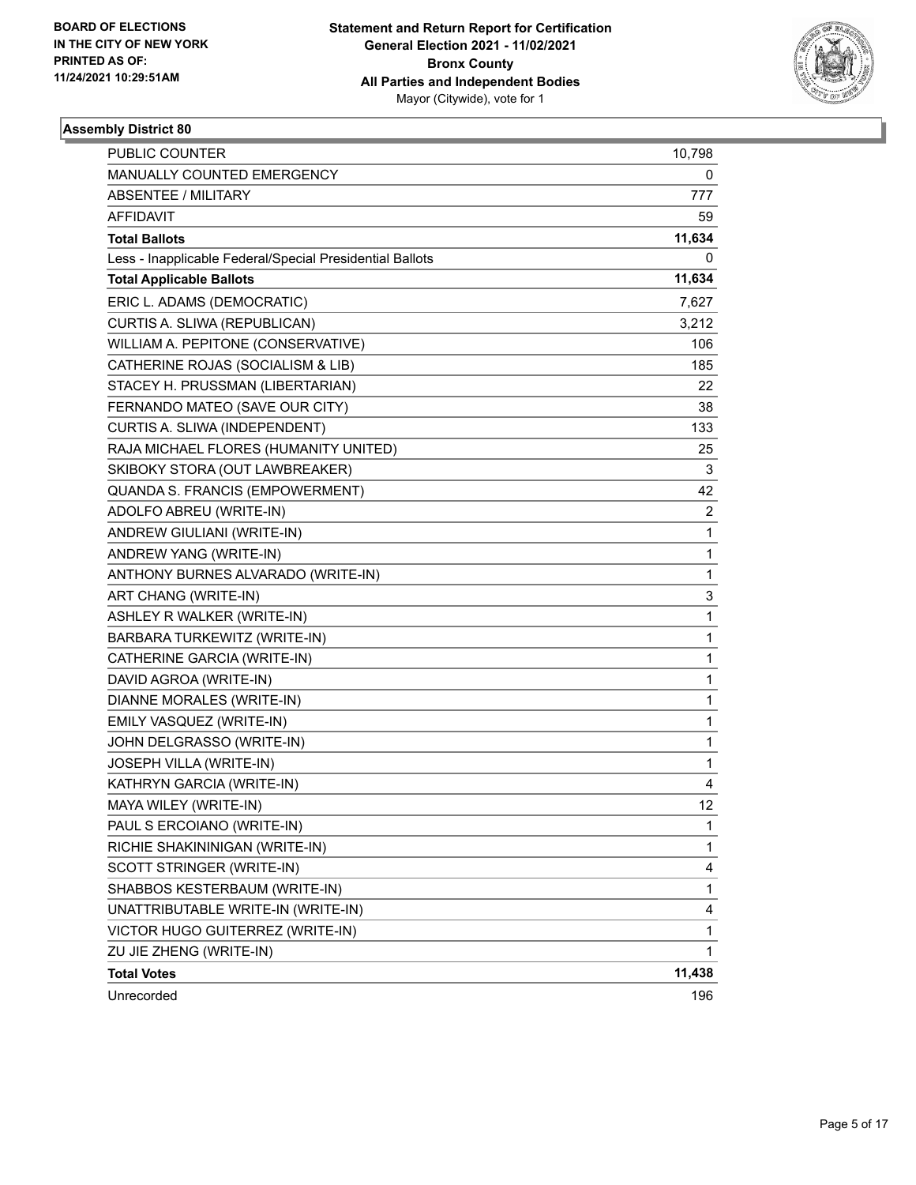BOARD OF ELECTIONS
IN THE CITY OF NEW YORK
PRINTED AS OF:
11/24/2021 10:29:51AM

**Statement and Return Report for Certification**
**General Election 2021 - 11/02/2021**
**Bronx County**
**All Parties and Independent Bodies**
Mayor (Citywide), vote for 1

### Assembly District 80

| | |
|---|---|
| PUBLIC COUNTER | 10,798 |
| MANUALLY COUNTED EMERGENCY | 0 |
| ABSENTEE / MILITARY | 777 |
| AFFIDAVIT | 59 |
| **Total Ballots** | **11,634** |
| Less - Inapplicable Federal/Special Presidential Ballots | 0 |
| **Total Applicable Ballots** | **11,634** |
| ERIC L. ADAMS (DEMOCRATIC) | 7,627 |
| CURTIS A. SLIWA (REPUBLICAN) | 3,212 |
| WILLIAM A. PEPITONE (CONSERVATIVE) | 106 |
| CATHERINE ROJAS (SOCIALISM & LIB) | 185 |
| STACEY H. PRUSSMAN (LIBERTARIAN) | 22 |
| FERNANDO MATEO (SAVE OUR CITY) | 38 |
| CURTIS A. SLIWA (INDEPENDENT) | 133 |
| RAJA MICHAEL FLORES (HUMANITY UNITED) | 25 |
| SKIBOKY STORA (OUT LAWBREAKER) | 3 |
| QUANDA S. FRANCIS (EMPOWERMENT) | 42 |
| ADOLFO ABREU (WRITE-IN) | 2 |
| ANDREW GIULIANI (WRITE-IN) | 1 |
| ANDREW YANG (WRITE-IN) | 1 |
| ANTHONY BURNES ALVARADO (WRITE-IN) | 1 |
| ART CHANG (WRITE-IN) | 3 |
| ASHLEY R WALKER (WRITE-IN) | 1 |
| BARBARA TURKEWITZ (WRITE-IN) | 1 |
| CATHERINE GARCIA (WRITE-IN) | 1 |
| DAVID AGROA (WRITE-IN) | 1 |
| DIANNE MORALES (WRITE-IN) | 1 |
| EMILY VASQUEZ (WRITE-IN) | 1 |
| JOHN DELGRASSO (WRITE-IN) | 1 |
| JOSEPH VILLA (WRITE-IN) | 1 |
| KATHRYN GARCIA (WRITE-IN) | 4 |
| MAYA WILEY (WRITE-IN) | 12 |
| PAUL S ERCOIANO (WRITE-IN) | 1 |
| RICHIE SHAKININIGAN (WRITE-IN) | 1 |
| SCOTT STRINGER (WRITE-IN) | 4 |
| SHABBOS KESTERBAUM (WRITE-IN) | 1 |
| UNATTRIBUTABLE WRITE-IN (WRITE-IN) | 4 |
| VICTOR HUGO GUITERREZ (WRITE-IN) | 1 |
| ZU JIE ZHENG (WRITE-IN) | 1 |
| **Total Votes** | **11,438** |
| Unrecorded | 196 |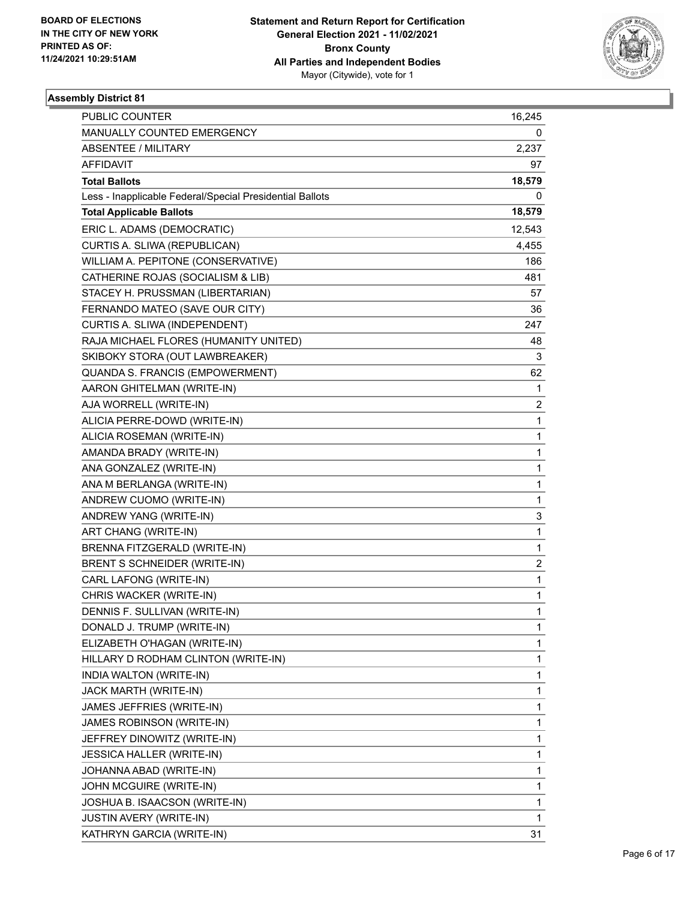BOARD OF ELECTIONS
IN THE CITY OF NEW YORK
PRINTED AS OF:
11/24/2021 10:29:51AM

**Statement and Return Report for Certification**
**General Election 2021 - 11/02/2021**
**Bronx County**
**All Parties and Independent Bodies**
Mayor (Citywide), vote for 1

### Assembly District 81

| | |
|---|---|
| PUBLIC COUNTER | 16,245 |
| MANUALLY COUNTED EMERGENCY | 0 |
| ABSENTEE / MILITARY | 2,237 |
| AFFIDAVIT | 97 |
| **Total Ballots** | **18,579** |
| Less - Inapplicable Federal/Special Presidential Ballots | 0 |
| **Total Applicable Ballots** | **18,579** |
| ERIC L. ADAMS (DEMOCRATIC) | 12,543 |
| CURTIS A. SLIWA (REPUBLICAN) | 4,455 |
| WILLIAM A. PEPITONE (CONSERVATIVE) | 186 |
| CATHERINE ROJAS (SOCIALISM & LIB) | 481 |
| STACEY H. PRUSSMAN (LIBERTARIAN) | 57 |
| FERNANDO MATEO (SAVE OUR CITY) | 36 |
| CURTIS A. SLIWA (INDEPENDENT) | 247 |
| RAJA MICHAEL FLORES (HUMANITY UNITED) | 48 |
| SKIBOKY STORA (OUT LAWBREAKER) | 3 |
| QUANDA S. FRANCIS (EMPOWERMENT) | 62 |
| AARON GHITELMAN (WRITE-IN) | 1 |
| AJA WORRELL (WRITE-IN) | 2 |
| ALICIA PERRE-DOWD (WRITE-IN) | 1 |
| ALICIA ROSEMAN (WRITE-IN) | 1 |
| AMANDA BRADY (WRITE-IN) | 1 |
| ANA GONZALEZ (WRITE-IN) | 1 |
| ANA M BERLANGA (WRITE-IN) | 1 |
| ANDREW CUOMO (WRITE-IN) | 1 |
| ANDREW YANG (WRITE-IN) | 3 |
| ART CHANG (WRITE-IN) | 1 |
| BRENNA FITZGERALD (WRITE-IN) | 1 |
| BRENT S SCHNEIDER (WRITE-IN) | 2 |
| CARL LAFONG (WRITE-IN) | 1 |
| CHRIS WACKER (WRITE-IN) | 1 |
| DENNIS F. SULLIVAN (WRITE-IN) | 1 |
| DONALD J. TRUMP (WRITE-IN) | 1 |
| ELIZABETH O'HAGAN (WRITE-IN) | 1 |
| HILLARY D RODHAM CLINTON (WRITE-IN) | 1 |
| INDIA WALTON (WRITE-IN) | 1 |
| JACK MARTH (WRITE-IN) | 1 |
| JAMES JEFFRIES (WRITE-IN) | 1 |
| JAMES ROBINSON (WRITE-IN) | 1 |
| JEFFREY DINOWITZ (WRITE-IN) | 1 |
| JESSICA HALLER (WRITE-IN) | 1 |
| JOHANNA ABAD (WRITE-IN) | 1 |
| JOHN MCGUIRE (WRITE-IN) | 1 |
| JOSHUA B. ISAACSON (WRITE-IN) | 1 |
| JUSTIN AVERY (WRITE-IN) | 1 |
| KATHRYN GARCIA (WRITE-IN) | 31 |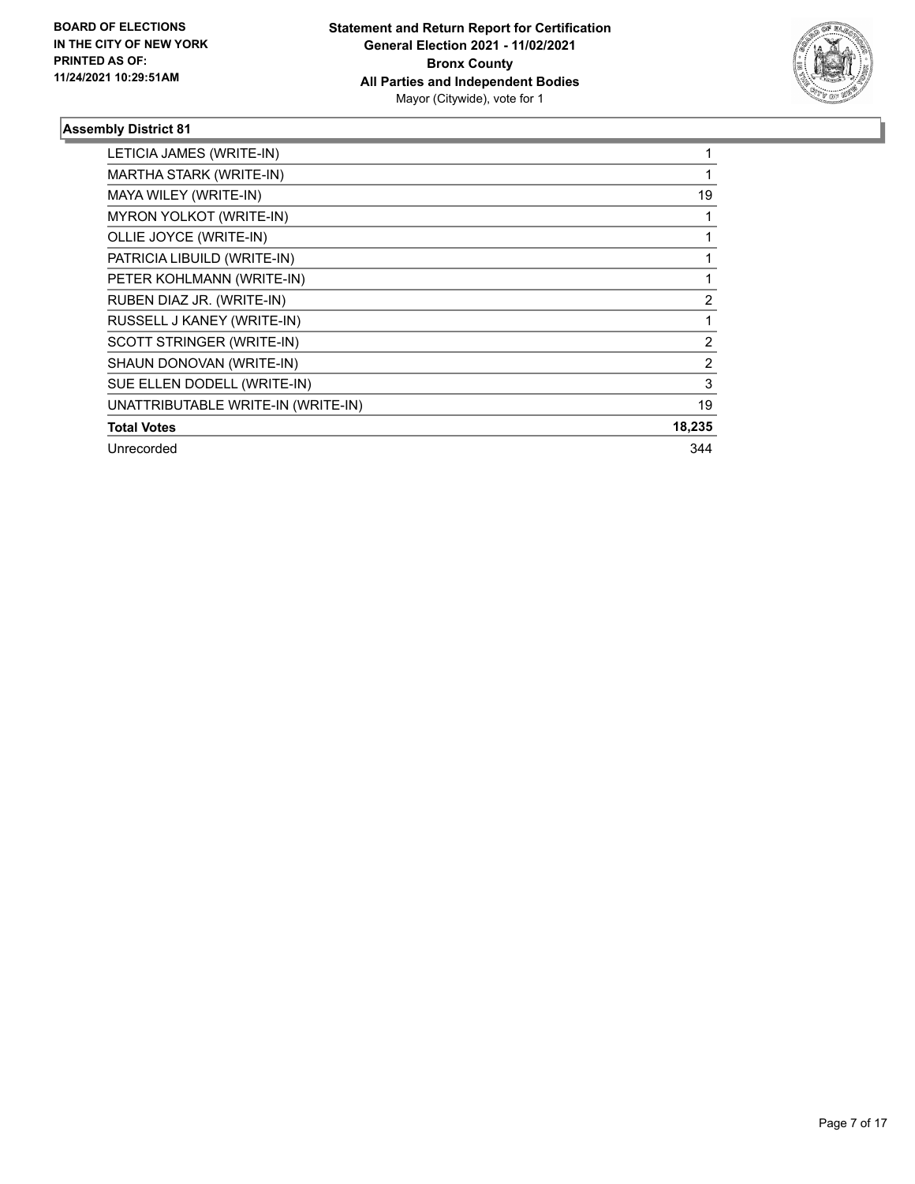**BOARD OF ELECTIONS IN THE CITY OF NEW YORK PRINTED AS OF: 11/24/2021 10:29:51AM**

**Statement and Return Report for Certification General Election 2021 - 11/02/2021 Bronx County All Parties and Independent Bodies**
Mayor (Citywide), vote for 1

### Assembly District 81

| Candidate | Votes |
|---|---|
| LETICIA JAMES (WRITE-IN) | 1 |
| MARTHA STARK (WRITE-IN) | 1 |
| MAYA WILEY (WRITE-IN) | 19 |
| MYRON YOLKOT (WRITE-IN) | 1 |
| OLLIE JOYCE (WRITE-IN) | 1 |
| PATRICIA LIBUILD (WRITE-IN) | 1 |
| PETER KOHLMANN (WRITE-IN) | 1 |
| RUBEN DIAZ JR. (WRITE-IN) | 2 |
| RUSSELL J KANEY (WRITE-IN) | 1 |
| SCOTT STRINGER (WRITE-IN) | 2 |
| SHAUN DONOVAN (WRITE-IN) | 2 |
| SUE ELLEN DODELL (WRITE-IN) | 3 |
| UNATTRIBUTABLE WRITE-IN (WRITE-IN) | 19 |
| **Total Votes** | **18,235** |
| Unrecorded | 344 |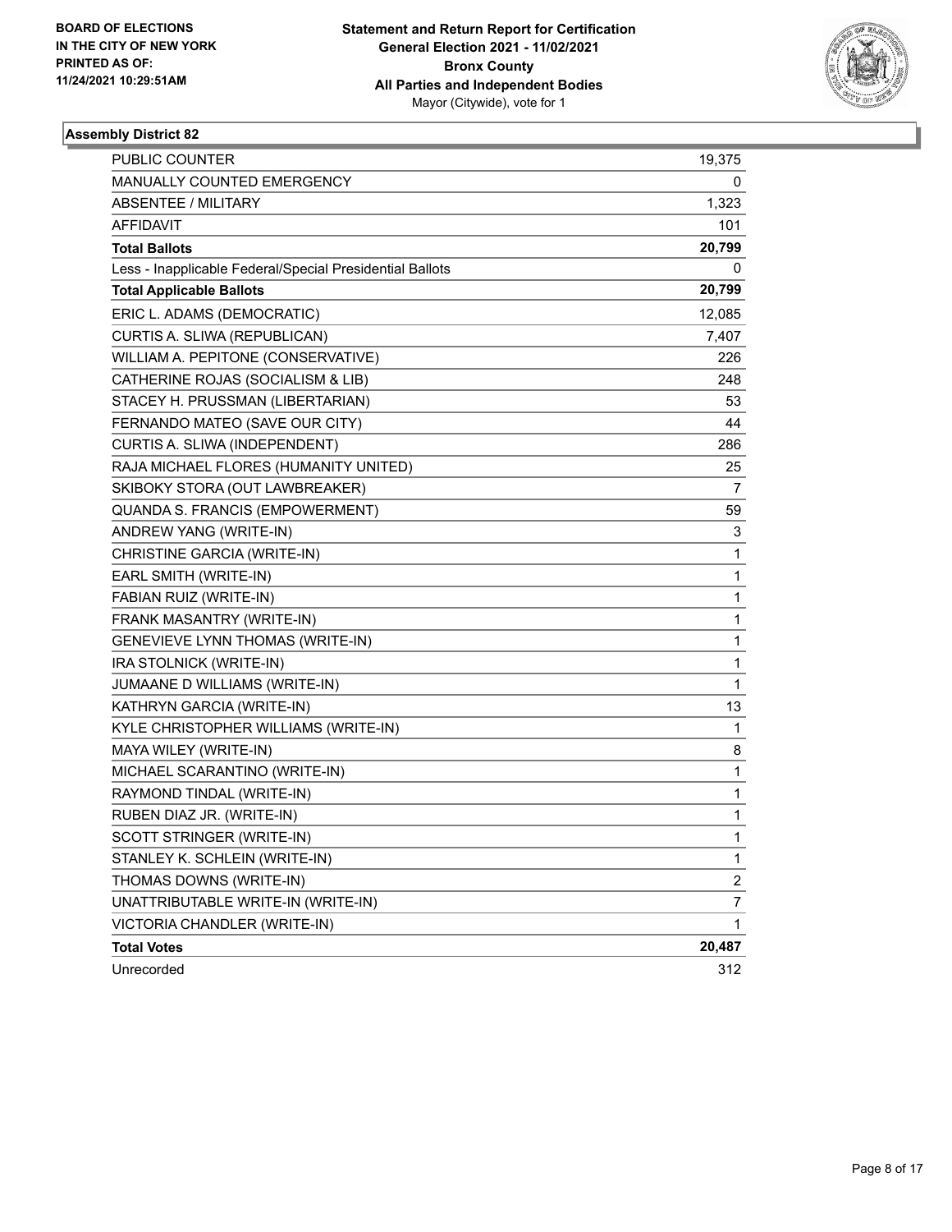BOARD OF ELECTIONS
IN THE CITY OF NEW YORK
PRINTED AS OF:
11/24/2021 10:29:51AM

**Statement and Return Report for Certification**
**General Election 2021 - 11/02/2021**
**Bronx County**
**All Parties and Independent Bodies**
Mayor (Citywide), vote for 1

## Assembly District 82

| | |
|---|---|
| PUBLIC COUNTER | 19,375 |
| MANUALLY COUNTED EMERGENCY | 0 |
| ABSENTEE / MILITARY | 1,323 |
| AFFIDAVIT | 101 |
| **Total Ballots** | **20,799** |
| Less - Inapplicable Federal/Special Presidential Ballots | 0 |
| **Total Applicable Ballots** | **20,799** |
| ERIC L. ADAMS (DEMOCRATIC) | 12,085 |
| CURTIS A. SLIWA (REPUBLICAN) | 7,407 |
| WILLIAM A. PEPITONE (CONSERVATIVE) | 226 |
| CATHERINE ROJAS (SOCIALISM & LIB) | 248 |
| STACEY H. PRUSSMAN (LIBERTARIAN) | 53 |
| FERNANDO MATEO (SAVE OUR CITY) | 44 |
| CURTIS A. SLIWA (INDEPENDENT) | 286 |
| RAJA MICHAEL FLORES (HUMANITY UNITED) | 25 |
| SKIBOKY STORA (OUT LAWBREAKER) | 7 |
| QUANDA S. FRANCIS (EMPOWERMENT) | 59 |
| ANDREW YANG (WRITE-IN) | 3 |
| CHRISTINE GARCIA (WRITE-IN) | 1 |
| EARL SMITH (WRITE-IN) | 1 |
| FABIAN RUIZ (WRITE-IN) | 1 |
| FRANK MASANTRY (WRITE-IN) | 1 |
| GENEVIEVE LYNN THOMAS (WRITE-IN) | 1 |
| IRA STOLNICK (WRITE-IN) | 1 |
| JUMAANE D WILLIAMS (WRITE-IN) | 1 |
| KATHRYN GARCIA (WRITE-IN) | 13 |
| KYLE CHRISTOPHER WILLIAMS (WRITE-IN) | 1 |
| MAYA WILEY (WRITE-IN) | 8 |
| MICHAEL SCARANTINO (WRITE-IN) | 1 |
| RAYMOND TINDAL (WRITE-IN) | 1 |
| RUBEN DIAZ JR. (WRITE-IN) | 1 |
| SCOTT STRINGER (WRITE-IN) | 1 |
| STANLEY K. SCHLEIN (WRITE-IN) | 1 |
| THOMAS DOWNS (WRITE-IN) | 2 |
| UNATTRIBUTABLE WRITE-IN (WRITE-IN) | 7 |
| VICTORIA CHANDLER (WRITE-IN) | 1 |
| **Total Votes** | **20,487** |
| Unrecorded | 312 |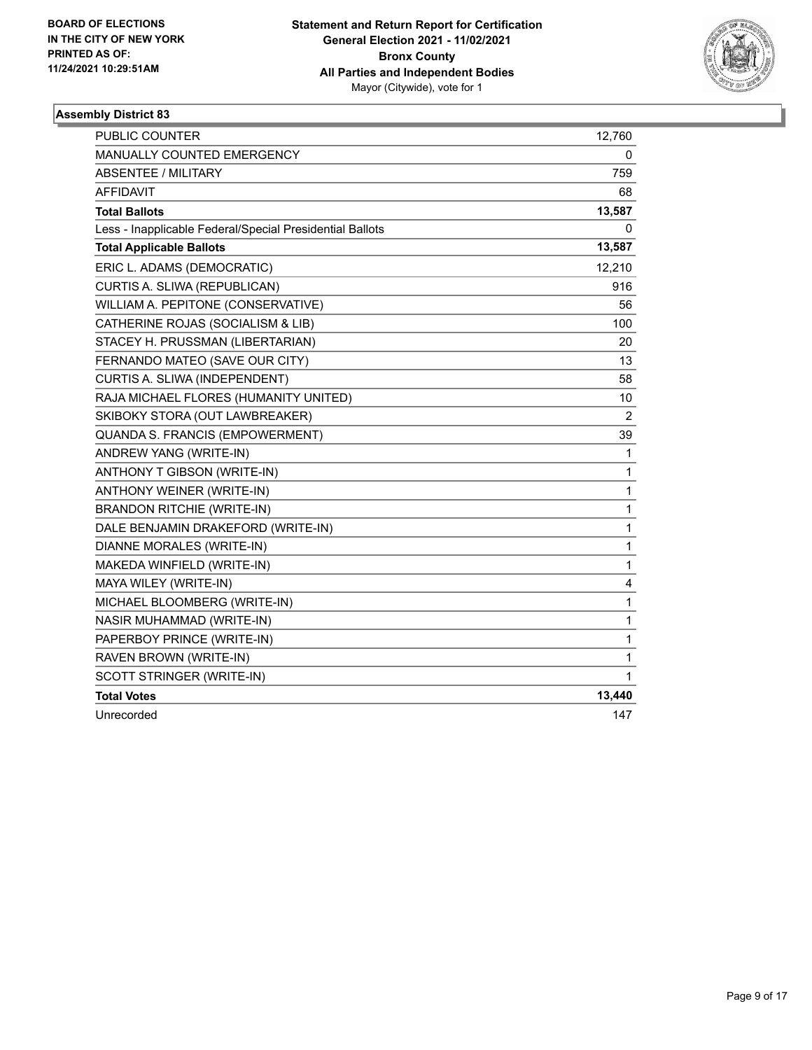BOARD OF ELECTIONS
IN THE CITY OF NEW YORK
PRINTED AS OF:
11/24/2021 10:29:51AM

**Statement and Return Report for Certification**
**General Election 2021 - 11/02/2021**
**Bronx County**
**All Parties and Independent Bodies**
Mayor (Citywide), vote for 1

### Assembly District 83

| | |
|---|---|
| PUBLIC COUNTER | 12,760 |
| MANUALLY COUNTED EMERGENCY | 0 |
| ABSENTEE / MILITARY | 759 |
| AFFIDAVIT | 68 |
| **Total Ballots** | **13,587** |
| Less - Inapplicable Federal/Special Presidential Ballots | 0 |
| **Total Applicable Ballots** | **13,587** |
| ERIC L. ADAMS (DEMOCRATIC) | 12,210 |
| CURTIS A. SLIWA (REPUBLICAN) | 916 |
| WILLIAM A. PEPITONE (CONSERVATIVE) | 56 |
| CATHERINE ROJAS (SOCIALISM & LIB) | 100 |
| STACEY H. PRUSSMAN (LIBERTARIAN) | 20 |
| FERNANDO MATEO (SAVE OUR CITY) | 13 |
| CURTIS A. SLIWA (INDEPENDENT) | 58 |
| RAJA MICHAEL FLORES (HUMANITY UNITED) | 10 |
| SKIBOKY STORA (OUT LAWBREAKER) | 2 |
| QUANDA S. FRANCIS (EMPOWERMENT) | 39 |
| ANDREW YANG (WRITE-IN) | 1 |
| ANTHONY T GIBSON (WRITE-IN) | 1 |
| ANTHONY WEINER (WRITE-IN) | 1 |
| BRANDON RITCHIE (WRITE-IN) | 1 |
| DALE BENJAMIN DRAKEFORD (WRITE-IN) | 1 |
| DIANNE MORALES (WRITE-IN) | 1 |
| MAKEDA WINFIELD (WRITE-IN) | 1 |
| MAYA WILEY (WRITE-IN) | 4 |
| MICHAEL BLOOMBERG (WRITE-IN) | 1 |
| NASIR MUHAMMAD (WRITE-IN) | 1 |
| PAPERBOY PRINCE (WRITE-IN) | 1 |
| RAVEN BROWN (WRITE-IN) | 1 |
| SCOTT STRINGER (WRITE-IN) | 1 |
| **Total Votes** | **13,440** |
| Unrecorded | 147 |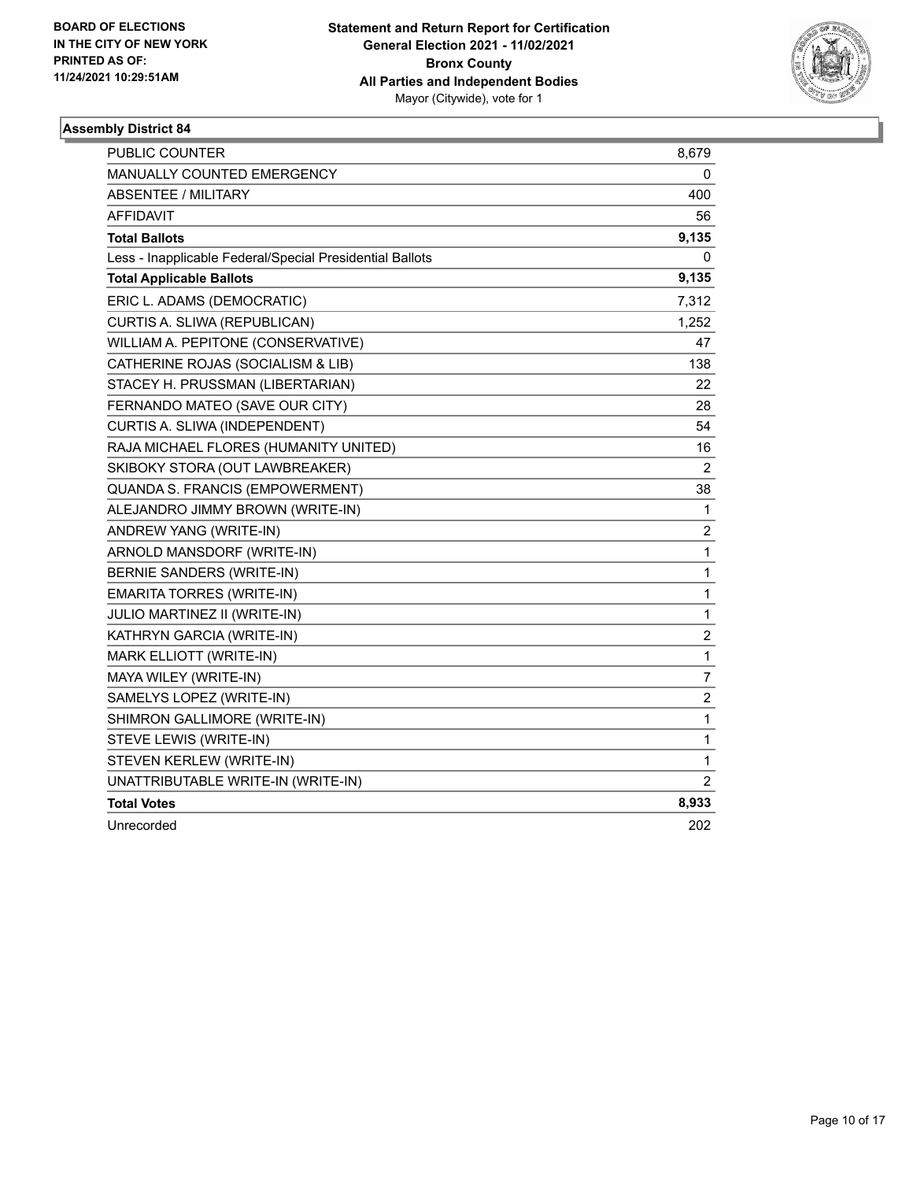BOARD OF ELECTIONS
IN THE CITY OF NEW YORK
PRINTED AS OF:
11/24/2021 10:29:51AM

**Statement and Return Report for Certification**
**General Election 2021 - 11/02/2021**
**Bronx County**
**All Parties and Independent Bodies**
Mayor (Citywide), vote for 1

## Assembly District 84

| | |
|---|---|
| PUBLIC COUNTER | 8,679 |
| MANUALLY COUNTED EMERGENCY | 0 |
| ABSENTEE / MILITARY | 400 |
| AFFIDAVIT | 56 |
| **Total Ballots** | **9,135** |
| Less - Inapplicable Federal/Special Presidential Ballots | 0 |
| **Total Applicable Ballots** | **9,135** |
| ERIC L. ADAMS (DEMOCRATIC) | 7,312 |
| CURTIS A. SLIWA (REPUBLICAN) | 1,252 |
| WILLIAM A. PEPITONE (CONSERVATIVE) | 47 |
| CATHERINE ROJAS (SOCIALISM & LIB) | 138 |
| STACEY H. PRUSSMAN (LIBERTARIAN) | 22 |
| FERNANDO MATEO (SAVE OUR CITY) | 28 |
| CURTIS A. SLIWA (INDEPENDENT) | 54 |
| RAJA MICHAEL FLORES (HUMANITY UNITED) | 16 |
| SKIBOKY STORA (OUT LAWBREAKER) | 2 |
| QUANDA S. FRANCIS (EMPOWERMENT) | 38 |
| ALEJANDRO JIMMY BROWN (WRITE-IN) | 1 |
| ANDREW YANG (WRITE-IN) | 2 |
| ARNOLD MANSDORF (WRITE-IN) | 1 |
| BERNIE SANDERS (WRITE-IN) | 1 |
| EMARITA TORRES (WRITE-IN) | 1 |
| JULIO MARTINEZ II (WRITE-IN) | 1 |
| KATHRYN GARCIA (WRITE-IN) | 2 |
| MARK ELLIOTT (WRITE-IN) | 1 |
| MAYA WILEY (WRITE-IN) | 7 |
| SAMELYS LOPEZ (WRITE-IN) | 2 |
| SHIMRON GALLIMORE (WRITE-IN) | 1 |
| STEVE LEWIS (WRITE-IN) | 1 |
| STEVEN KERLEW (WRITE-IN) | 1 |
| UNATTRIBUTABLE WRITE-IN (WRITE-IN) | 2 |
| **Total Votes** | **8,933** |
| Unrecorded | 202 |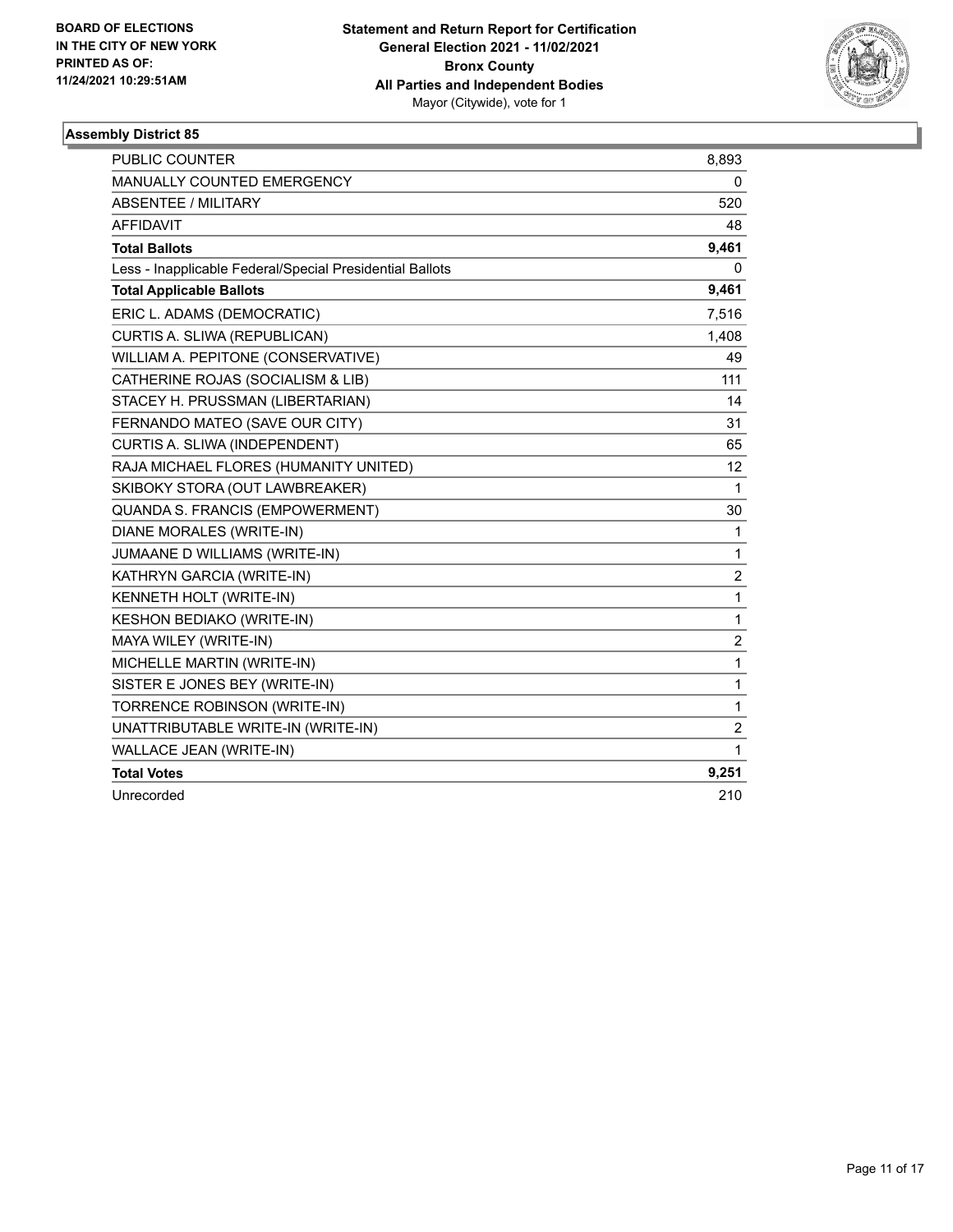BOARD OF ELECTIONS
IN THE CITY OF NEW YORK
PRINTED AS OF:
11/24/2021 10:29:51AM

**Statement and Return Report for Certification**
**General Election 2021 - 11/02/2021**
**Bronx County**
**All Parties and Independent Bodies**
Mayor (Citywide), vote for 1

### Assembly District 85

| | |
|---|---|
| PUBLIC COUNTER | 8,893 |
| MANUALLY COUNTED EMERGENCY | 0 |
| ABSENTEE / MILITARY | 520 |
| AFFIDAVIT | 48 |
| **Total Ballots** | **9,461** |
| Less - Inapplicable Federal/Special Presidential Ballots | 0 |
| **Total Applicable Ballots** | **9,461** |
| ERIC L. ADAMS (DEMOCRATIC) | 7,516 |
| CURTIS A. SLIWA (REPUBLICAN) | 1,408 |
| WILLIAM A. PEPITONE (CONSERVATIVE) | 49 |
| CATHERINE ROJAS (SOCIALISM & LIB) | 111 |
| STACEY H. PRUSSMAN (LIBERTARIAN) | 14 |
| FERNANDO MATEO (SAVE OUR CITY) | 31 |
| CURTIS A. SLIWA (INDEPENDENT) | 65 |
| RAJA MICHAEL FLORES (HUMANITY UNITED) | 12 |
| SKIBOKY STORA (OUT LAWBREAKER) | 1 |
| QUANDA S. FRANCIS (EMPOWERMENT) | 30 |
| DIANE MORALES (WRITE-IN) | 1 |
| JUMAANE D WILLIAMS (WRITE-IN) | 1 |
| KATHRYN GARCIA (WRITE-IN) | 2 |
| KENNETH HOLT (WRITE-IN) | 1 |
| KESHON BEDIAKO (WRITE-IN) | 1 |
| MAYA WILEY (WRITE-IN) | 2 |
| MICHELLE MARTIN (WRITE-IN) | 1 |
| SISTER E JONES BEY (WRITE-IN) | 1 |
| TORRENCE ROBINSON (WRITE-IN) | 1 |
| UNATTRIBUTABLE WRITE-IN (WRITE-IN) | 2 |
| WALLACE JEAN (WRITE-IN) | 1 |
| **Total Votes** | **9,251** |
| Unrecorded | 210 |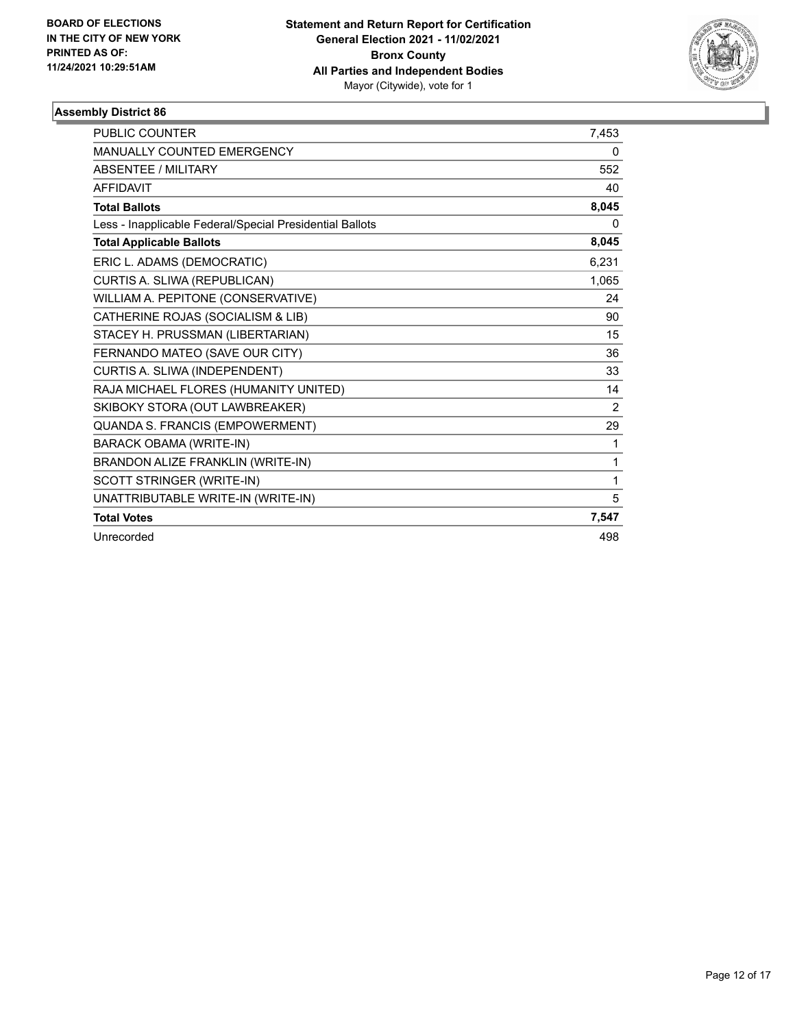BOARD OF ELECTIONS
IN THE CITY OF NEW YORK
PRINTED AS OF:
11/24/2021 10:29:51AM

**Statement and Return Report for Certification**
**General Election 2021 - 11/02/2021**
**Bronx County**
**All Parties and Independent Bodies**
Mayor (Citywide), vote for 1

## Assembly District 86

| | |
|---|---|
| PUBLIC COUNTER | 7,453 |
| MANUALLY COUNTED EMERGENCY | 0 |
| ABSENTEE / MILITARY | 552 |
| AFFIDAVIT | 40 |
| **Total Ballots** | **8,045** |
| Less - Inapplicable Federal/Special Presidential Ballots | 0 |
| **Total Applicable Ballots** | **8,045** |
| ERIC L. ADAMS (DEMOCRATIC) | 6,231 |
| CURTIS A. SLIWA (REPUBLICAN) | 1,065 |
| WILLIAM A. PEPITONE (CONSERVATIVE) | 24 |
| CATHERINE ROJAS (SOCIALISM & LIB) | 90 |
| STACEY H. PRUSSMAN (LIBERTARIAN) | 15 |
| FERNANDO MATEO (SAVE OUR CITY) | 36 |
| CURTIS A. SLIWA (INDEPENDENT) | 33 |
| RAJA MICHAEL FLORES (HUMANITY UNITED) | 14 |
| SKIBOKY STORA (OUT LAWBREAKER) | 2 |
| QUANDA S. FRANCIS (EMPOWERMENT) | 29 |
| BARACK OBAMA (WRITE-IN) | 1 |
| BRANDON ALIZE FRANKLIN (WRITE-IN) | 1 |
| SCOTT STRINGER (WRITE-IN) | 1 |
| UNATTRIBUTABLE WRITE-IN (WRITE-IN) | 5 |
| **Total Votes** | **7,547** |
| Unrecorded | 498 |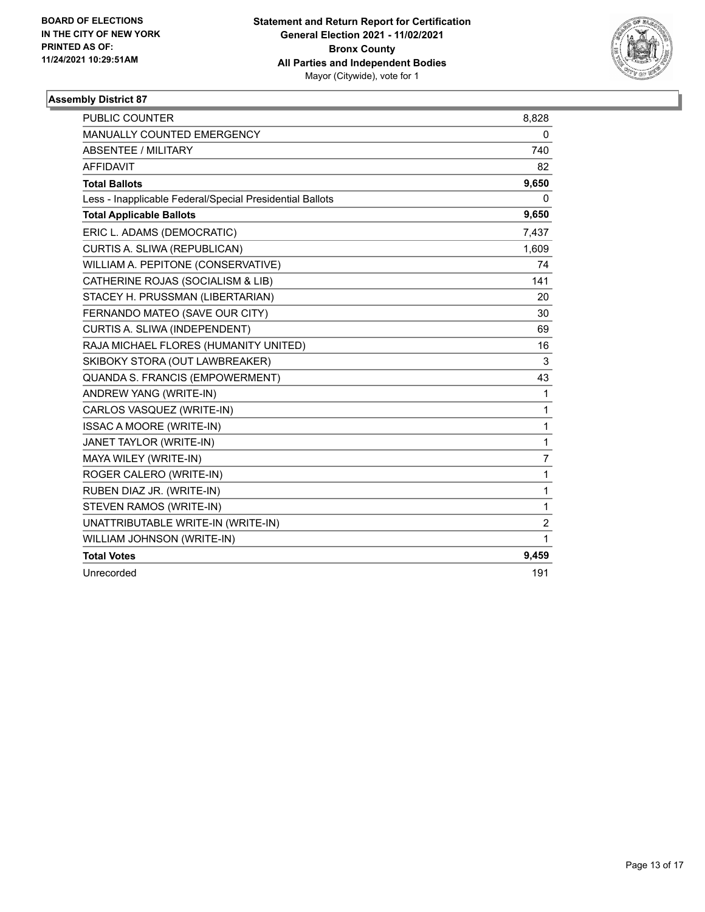**BOARD OF ELECTIONS IN THE CITY OF NEW YORK PRINTED AS OF: 11/24/2021 10:29:51AM**

**Statement and Return Report for Certification General Election 2021 - 11/02/2021 Bronx County All Parties and Independent Bodies**
Mayor (Citywide), vote for 1

### Assembly District 87

| | |
|---|---|
| PUBLIC COUNTER | 8,828 |
| MANUALLY COUNTED EMERGENCY | 0 |
| ABSENTEE / MILITARY | 740 |
| AFFIDAVIT | 82 |
| **Total Ballots** | **9,650** |
| Less - Inapplicable Federal/Special Presidential Ballots | 0 |
| **Total Applicable Ballots** | **9,650** |
| ERIC L. ADAMS (DEMOCRATIC) | 7,437 |
| CURTIS A. SLIWA (REPUBLICAN) | 1,609 |
| WILLIAM A. PEPITONE (CONSERVATIVE) | 74 |
| CATHERINE ROJAS (SOCIALISM & LIB) | 141 |
| STACEY H. PRUSSMAN (LIBERTARIAN) | 20 |
| FERNANDO MATEO (SAVE OUR CITY) | 30 |
| CURTIS A. SLIWA (INDEPENDENT) | 69 |
| RAJA MICHAEL FLORES (HUMANITY UNITED) | 16 |
| SKIBOKY STORA (OUT LAWBREAKER) | 3 |
| QUANDA S. FRANCIS (EMPOWERMENT) | 43 |
| ANDREW YANG (WRITE-IN) | 1 |
| CARLOS VASQUEZ (WRITE-IN) | 1 |
| ISSAC A MOORE (WRITE-IN) | 1 |
| JANET TAYLOR (WRITE-IN) | 1 |
| MAYA WILEY (WRITE-IN) | 7 |
| ROGER CALERO (WRITE-IN) | 1 |
| RUBEN DIAZ JR. (WRITE-IN) | 1 |
| STEVEN RAMOS (WRITE-IN) | 1 |
| UNATTRIBUTABLE WRITE-IN (WRITE-IN) | 2 |
| WILLIAM JOHNSON (WRITE-IN) | 1 |
| **Total Votes** | **9,459** |
| Unrecorded | 191 |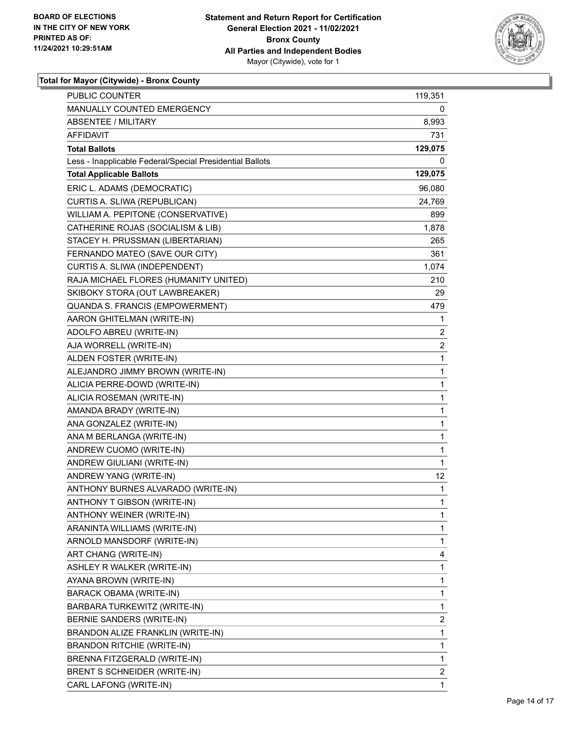BOARD OF ELECTIONS
IN THE CITY OF NEW YORK
PRINTED AS OF:
11/24/2021 10:29:51AM

**Statement and Return Report for Certification**
**General Election 2021 - 11/02/2021**
**Bronx County**
**All Parties and Independent Bodies**
Mayor (Citywide), vote for 1

### Total for Mayor (Citywide) - Bronx County

| | |
|---|---|
| PUBLIC COUNTER | 119,351 |
| MANUALLY COUNTED EMERGENCY | 0 |
| ABSENTEE / MILITARY | 8,993 |
| AFFIDAVIT | 731 |
| **Total Ballots** | **129,075** |
| Less - Inapplicable Federal/Special Presidential Ballots | 0 |
| **Total Applicable Ballots** | **129,075** |
| ERIC L. ADAMS (DEMOCRATIC) | 96,080 |
| CURTIS A. SLIWA (REPUBLICAN) | 24,769 |
| WILLIAM A. PEPITONE (CONSERVATIVE) | 899 |
| CATHERINE ROJAS (SOCIALISM & LIB) | 1,878 |
| STACEY H. PRUSSMAN (LIBERTARIAN) | 265 |
| FERNANDO MATEO (SAVE OUR CITY) | 361 |
| CURTIS A. SLIWA (INDEPENDENT) | 1,074 |
| RAJA MICHAEL FLORES (HUMANITY UNITED) | 210 |
| SKIBOKY STORA (OUT LAWBREAKER) | 29 |
| QUANDA S. FRANCIS (EMPOWERMENT) | 479 |
| AARON GHITELMAN (WRITE-IN) | 1 |
| ADOLFO ABREU (WRITE-IN) | 2 |
| AJA WORRELL (WRITE-IN) | 2 |
| ALDEN FOSTER (WRITE-IN) | 1 |
| ALEJANDRO JIMMY BROWN (WRITE-IN) | 1 |
| ALICIA PERRE-DOWD (WRITE-IN) | 1 |
| ALICIA ROSEMAN (WRITE-IN) | 1 |
| AMANDA BRADY (WRITE-IN) | 1 |
| ANA GONZALEZ (WRITE-IN) | 1 |
| ANA M BERLANGA (WRITE-IN) | 1 |
| ANDREW CUOMO (WRITE-IN) | 1 |
| ANDREW GIULIANI (WRITE-IN) | 1 |
| ANDREW YANG (WRITE-IN) | 12 |
| ANTHONY BURNES ALVARADO (WRITE-IN) | 1 |
| ANTHONY T GIBSON (WRITE-IN) | 1 |
| ANTHONY WEINER (WRITE-IN) | 1 |
| ARANINTA WILLIAMS (WRITE-IN) | 1 |
| ARNOLD MANSDORF (WRITE-IN) | 1 |
| ART CHANG (WRITE-IN) | 4 |
| ASHLEY R WALKER (WRITE-IN) | 1 |
| AYANA BROWN (WRITE-IN) | 1 |
| BARACK OBAMA (WRITE-IN) | 1 |
| BARBARA TURKEWITZ (WRITE-IN) | 1 |
| BERNIE SANDERS (WRITE-IN) | 2 |
| BRANDON ALIZE FRANKLIN (WRITE-IN) | 1 |
| BRANDON RITCHIE (WRITE-IN) | 1 |
| BRENNA FITZGERALD (WRITE-IN) | 1 |
| BRENT S SCHNEIDER (WRITE-IN) | 2 |
| CARL LAFONG (WRITE-IN) | 1 |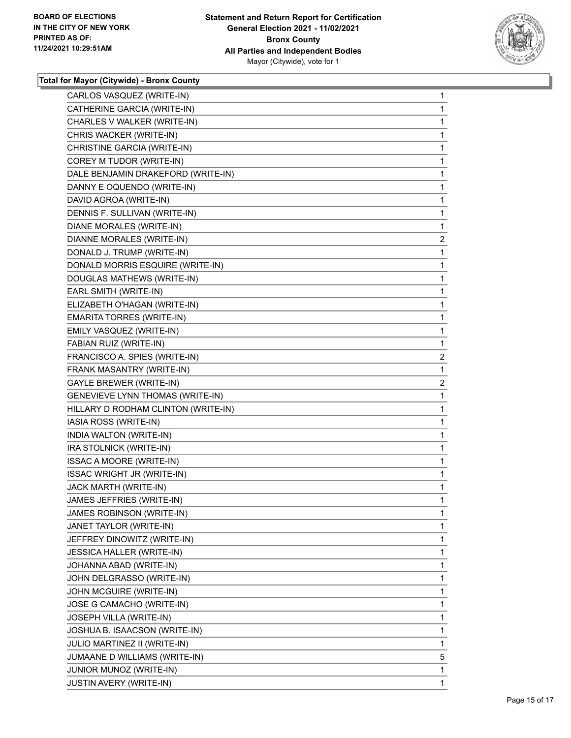**Total for Mayor (Citywide) - Bronx County**

| | |
|---|---|
| CARLOS VASQUEZ (WRITE-IN) | 1 |
| CATHERINE GARCIA (WRITE-IN) | 1 |
| CHARLES V WALKER (WRITE-IN) | 1 |
| CHRIS WACKER (WRITE-IN) | 1 |
| CHRISTINE GARCIA (WRITE-IN) | 1 |
| COREY M TUDOR (WRITE-IN) | 1 |
| DALE BENJAMIN DRAKEFORD (WRITE-IN) | 1 |
| DANNY E OQUENDO (WRITE-IN) | 1 |
| DAVID AGROA (WRITE-IN) | 1 |
| DENNIS F. SULLIVAN (WRITE-IN) | 1 |
| DIANE MORALES (WRITE-IN) | 1 |
| DIANNE MORALES (WRITE-IN) | 2 |
| DONALD J. TRUMP (WRITE-IN) | 1 |
| DONALD MORRIS ESQUIRE (WRITE-IN) | 1 |
| DOUGLAS MATHEWS (WRITE-IN) | 1 |
| EARL SMITH (WRITE-IN) | 1 |
| ELIZABETH O'HAGAN (WRITE-IN) | 1 |
| EMARITA TORRES (WRITE-IN) | 1 |
| EMILY VASQUEZ (WRITE-IN) | 1 |
| FABIAN RUIZ (WRITE-IN) | 1 |
| FRANCISCO A. SPIES (WRITE-IN) | 2 |
| FRANK MASANTRY (WRITE-IN) | 1 |
| GAYLE BREWER (WRITE-IN) | 2 |
| GENEVIEVE LYNN THOMAS (WRITE-IN) | 1 |
| HILLARY D RODHAM CLINTON (WRITE-IN) | 1 |
| IASIA ROSS (WRITE-IN) | 1 |
| INDIA WALTON (WRITE-IN) | 1 |
| IRA STOLNICK (WRITE-IN) | 1 |
| ISSAC A MOORE (WRITE-IN) | 1 |
| ISSAC WRIGHT JR (WRITE-IN) | 1 |
| JACK MARTH (WRITE-IN) | 1 |
| JAMES JEFFRIES (WRITE-IN) | 1 |
| JAMES ROBINSON (WRITE-IN) | 1 |
| JANET TAYLOR (WRITE-IN) | 1 |
| JEFFREY DINOWITZ (WRITE-IN) | 1 |
| JESSICA HALLER (WRITE-IN) | 1 |
| JOHANNA ABAD (WRITE-IN) | 1 |
| JOHN DELGRASSO (WRITE-IN) | 1 |
| JOHN MCGUIRE (WRITE-IN) | 1 |
| JOSE G CAMACHO (WRITE-IN) | 1 |
| JOSEPH VILLA (WRITE-IN) | 1 |
| JOSHUA B. ISAACSON (WRITE-IN) | 1 |
| JULIO MARTINEZ II (WRITE-IN) | 1 |
| JUMAANE D WILLIAMS (WRITE-IN) | 5 |
| JUNIOR MUNOZ (WRITE-IN) | 1 |
| JUSTIN AVERY (WRITE-IN) | 1 |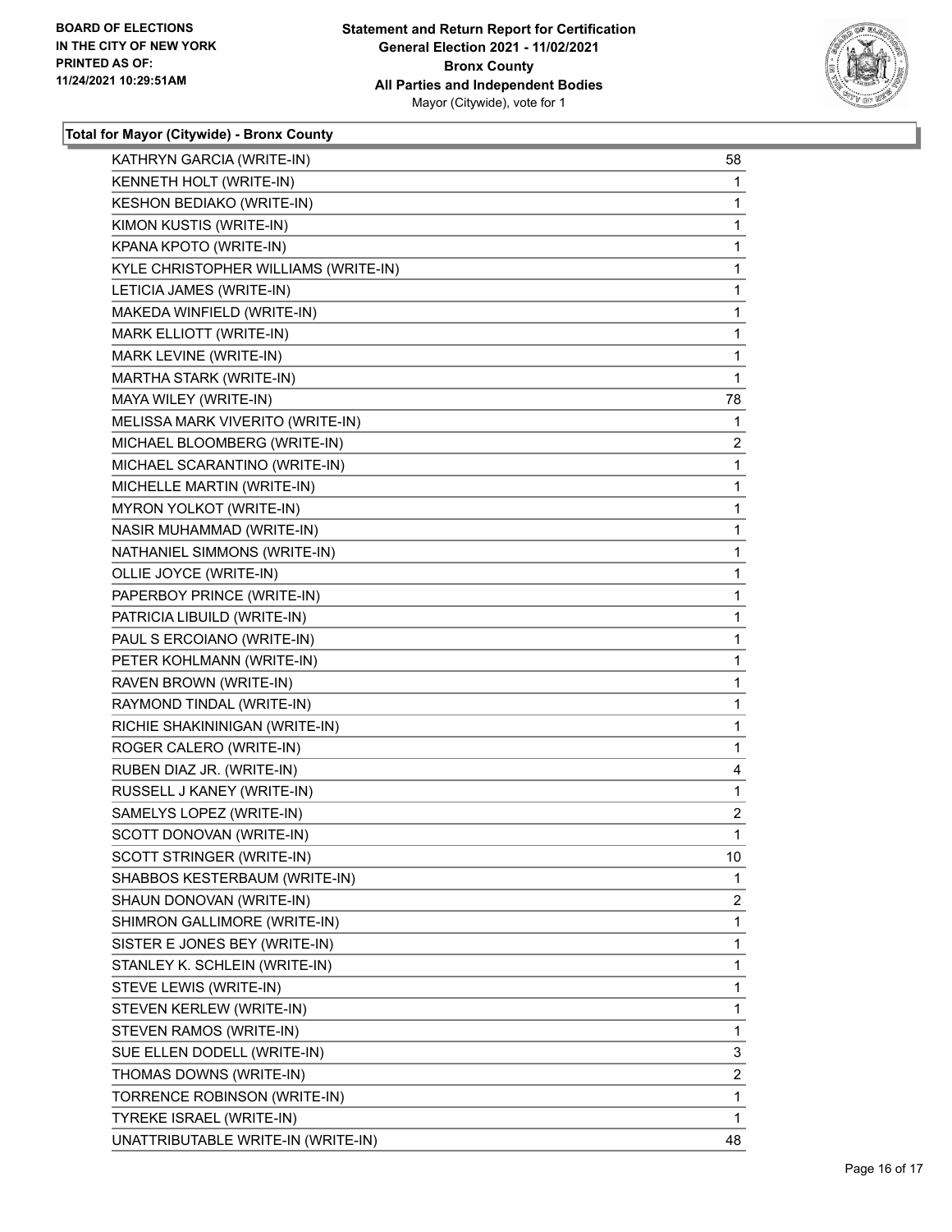### Total for Mayor (Citywide) - Bronx County

| Candidate | Votes |
|---|---|
| KATHRYN GARCIA (WRITE-IN) | 58 |
| KENNETH HOLT (WRITE-IN) | 1 |
| KESHON BEDIAKO (WRITE-IN) | 1 |
| KIMON KUSTIS (WRITE-IN) | 1 |
| KPANA KPOTO (WRITE-IN) | 1 |
| KYLE CHRISTOPHER WILLIAMS (WRITE-IN) | 1 |
| LETICIA JAMES (WRITE-IN) | 1 |
| MAKEDA WINFIELD (WRITE-IN) | 1 |
| MARK ELLIOTT (WRITE-IN) | 1 |
| MARK LEVINE (WRITE-IN) | 1 |
| MARTHA STARK (WRITE-IN) | 1 |
| MAYA WILEY (WRITE-IN) | 78 |
| MELISSA MARK VIVERITO (WRITE-IN) | 1 |
| MICHAEL BLOOMBERG (WRITE-IN) | 2 |
| MICHAEL SCARANTINO (WRITE-IN) | 1 |
| MICHELLE MARTIN (WRITE-IN) | 1 |
| MYRON YOLKOT (WRITE-IN) | 1 |
| NASIR MUHAMMAD (WRITE-IN) | 1 |
| NATHANIEL SIMMONS (WRITE-IN) | 1 |
| OLLIE JOYCE (WRITE-IN) | 1 |
| PAPERBOY PRINCE (WRITE-IN) | 1 |
| PATRICIA LIBUILD (WRITE-IN) | 1 |
| PAUL S ERCOIANO (WRITE-IN) | 1 |
| PETER KOHLMANN (WRITE-IN) | 1 |
| RAVEN BROWN (WRITE-IN) | 1 |
| RAYMOND TINDAL (WRITE-IN) | 1 |
| RICHIE SHAKININIGAN (WRITE-IN) | 1 |
| ROGER CALERO (WRITE-IN) | 1 |
| RUBEN DIAZ JR. (WRITE-IN) | 4 |
| RUSSELL J KANEY (WRITE-IN) | 1 |
| SAMELYS LOPEZ (WRITE-IN) | 2 |
| SCOTT DONOVAN (WRITE-IN) | 1 |
| SCOTT STRINGER (WRITE-IN) | 10 |
| SHABBOS KESTERBAUM (WRITE-IN) | 1 |
| SHAUN DONOVAN (WRITE-IN) | 2 |
| SHIMRON GALLIMORE (WRITE-IN) | 1 |
| SISTER E JONES BEY (WRITE-IN) | 1 |
| STANLEY K. SCHLEIN (WRITE-IN) | 1 |
| STEVE LEWIS (WRITE-IN) | 1 |
| STEVEN KERLEW (WRITE-IN) | 1 |
| STEVEN RAMOS (WRITE-IN) | 1 |
| SUE ELLEN DODELL (WRITE-IN) | 3 |
| THOMAS DOWNS (WRITE-IN) | 2 |
| TORRENCE ROBINSON (WRITE-IN) | 1 |
| TYREKE ISRAEL (WRITE-IN) | 1 |
| UNATTRIBUTABLE WRITE-IN (WRITE-IN) | 48 |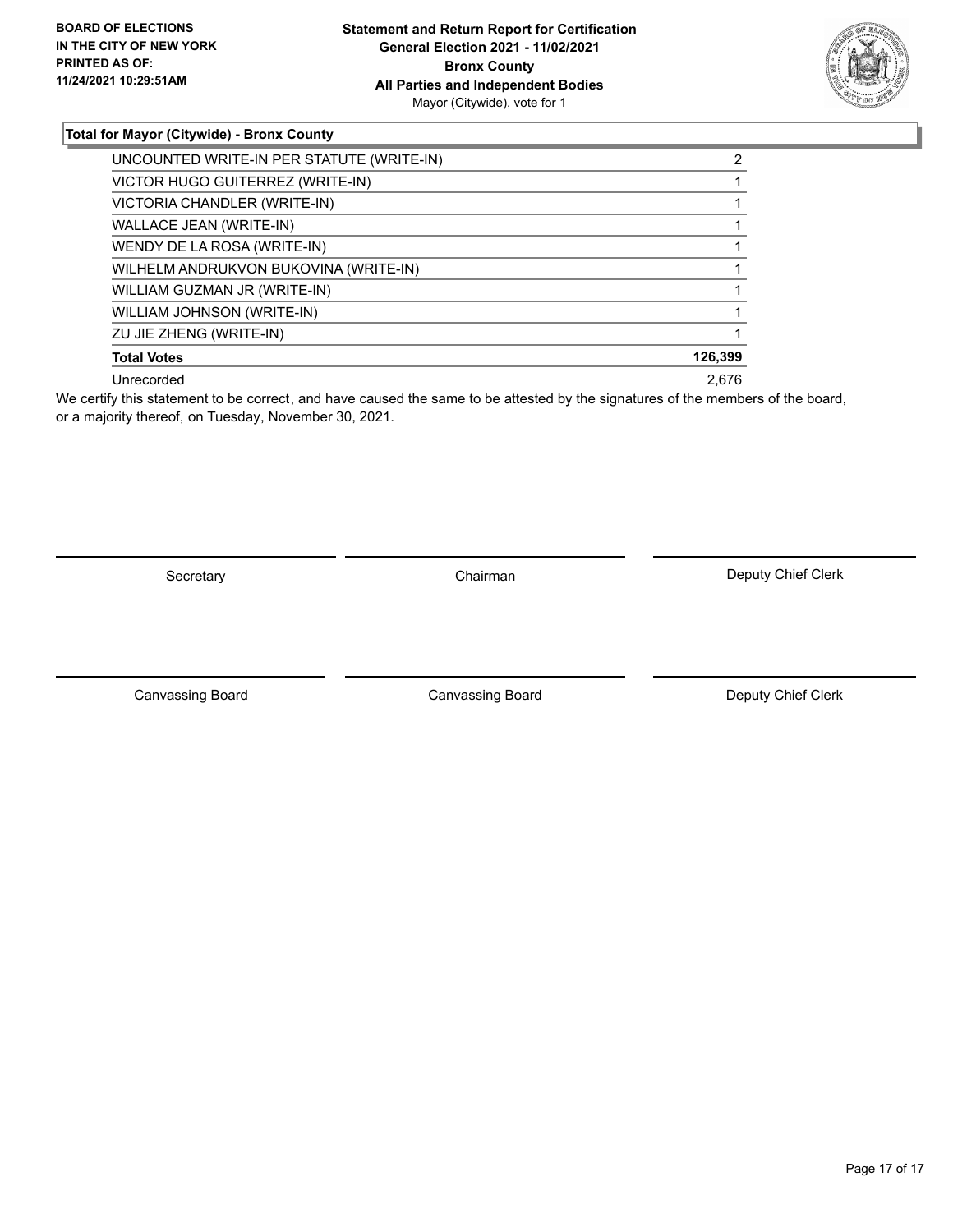**BOARD OF ELECTIONS IN THE CITY OF NEW YORK PRINTED AS OF: 11/24/2021 10:29:51AM**

**Statement and Return Report for Certification General Election 2021 - 11/02/2021 Bronx County All Parties and Independent Bodies**
Mayor (Citywide), vote for 1

**Total for Mayor (Citywide) - Bronx County**

| | |
|---|---|
| UNCOUNTED WRITE-IN PER STATUTE (WRITE-IN) | 2 |
| VICTOR HUGO GUITERREZ (WRITE-IN) | 1 |
| VICTORIA CHANDLER (WRITE-IN) | 1 |
| WALLACE JEAN (WRITE-IN) | 1 |
| WENDY DE LA ROSA (WRITE-IN) | 1 |
| WILHELM ANDRUKVON BUKOVINA (WRITE-IN) | 1 |
| WILLIAM GUZMAN JR (WRITE-IN) | 1 |
| WILLIAM JOHNSON (WRITE-IN) | 1 |
| ZU JIE ZHENG (WRITE-IN) | 1 |
| **Total Votes** | **126,399** |
| Unrecorded | 2,676 |

We certify this statement to be correct, and have caused the same to be attested by the signatures of the members of the board, or a majority thereof, on Tuesday, November 30, 2021.

Secretary

Chairman

Deputy Chief Clerk

Canvassing Board

Canvassing Board

Deputy Chief Clerk